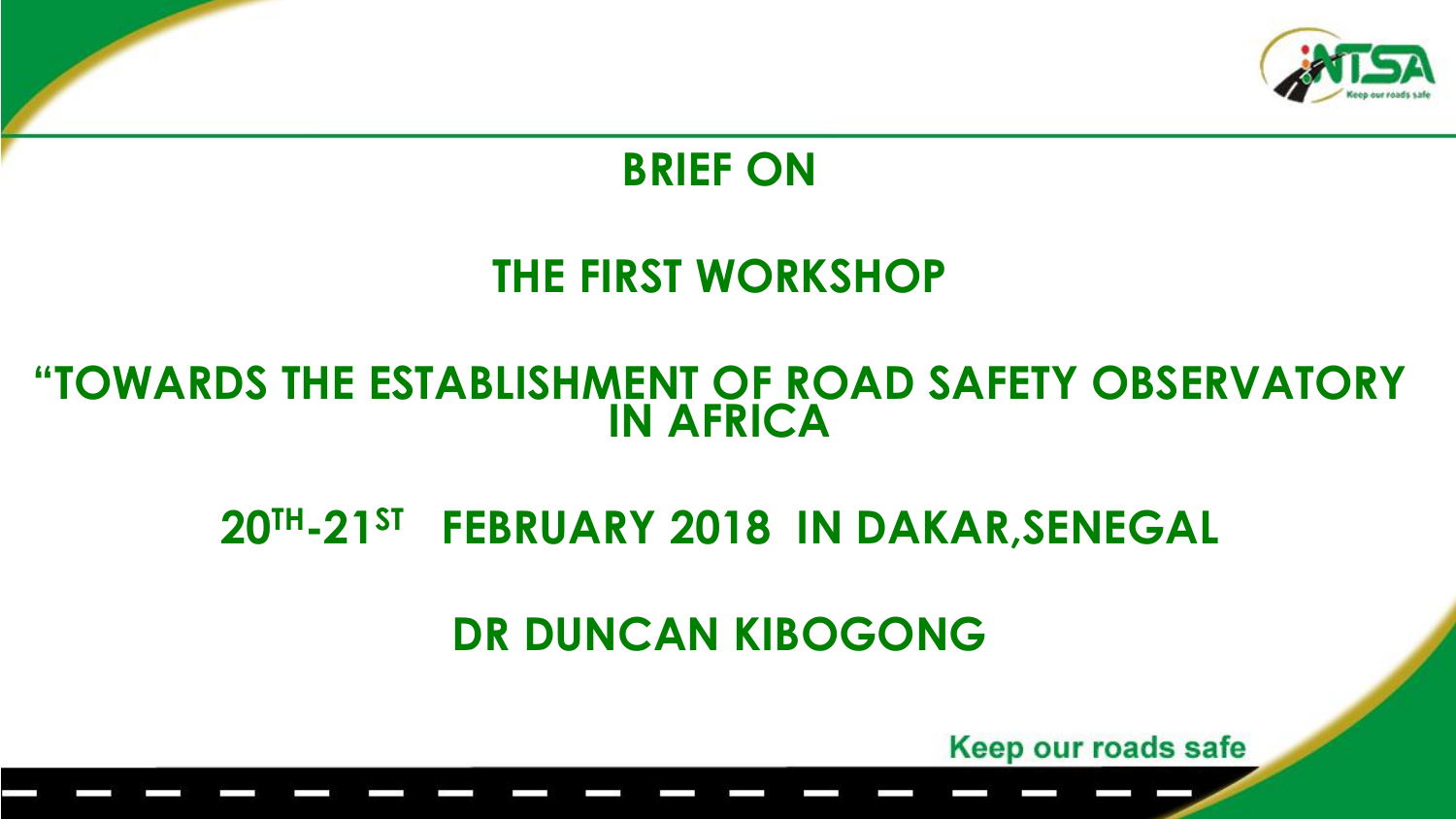# BRIEF ON

# THE FIRST WORKSHOP

# "TOWARDS THE ESTABLISHMENT OF ROAD SAFETY OBSERVATORY IN AFRICA

## 20TH-21ST FEBRUARY 2018 IN DAKAR,SENEGAL

## DR DUNCAN KIBOGONG

Keep our roads safe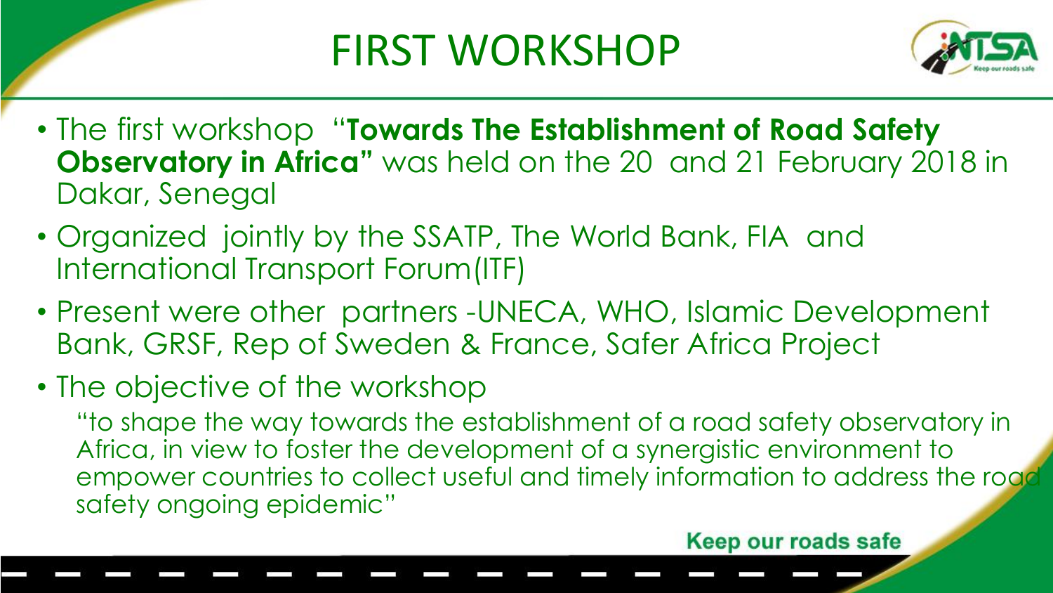# FIRST WORKSHOP

- The first workshop "**Towards The Establishment of Road Safety Observatory in Africa"** was held on the 20 and 21 February 2018 in Dakar, Senegal
- Organized jointly by the SSATP, The World Bank, FIA and International Transport Forum(ITF)
- Present were other partners -UNECA, WHO, Islamic Development Bank, GRSF, Rep of Sweden & France, Safer Africa Project
- The objective of the workshop

  "to shape the way towards the establishment of a road safety observatory in Africa, in view to foster the development of a synergistic environment to empower countries to collect useful and timely information to address the road safety ongoing epidemic"

Keep our roads safe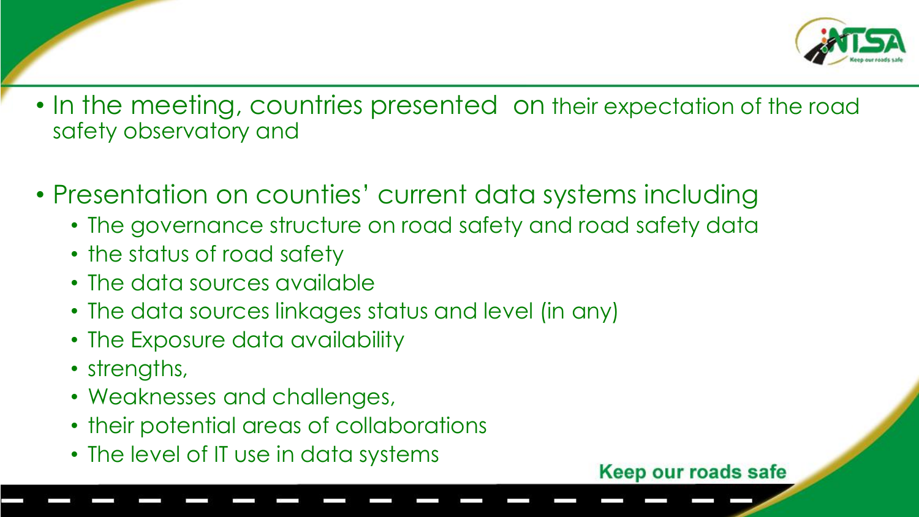- In the meeting, countries presented on their expectation of the road safety observatory and
- Presentation on counties' current data systems including
  - The governance structure on road safety and road safety data
  - the status of road safety
  - The data sources available
  - The data sources linkages status and level (in any)
  - The Exposure data availability
  - strengths,
  - Weaknesses and challenges,
  - their potential areas of collaborations
  - The level of IT use in data systems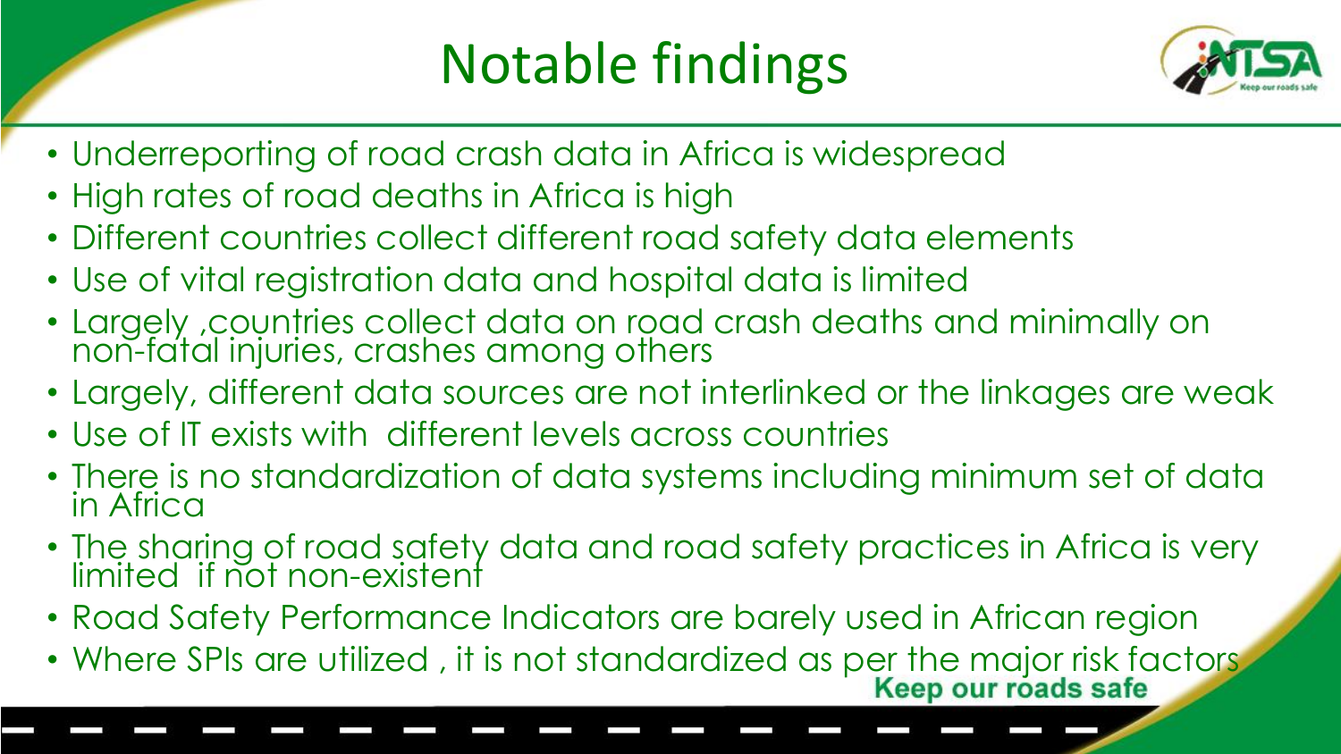# Notable findings

- Underreporting of road crash data in Africa is widespread
- High rates of road deaths in Africa is high
- Different countries collect different road safety data elements
- Use of vital registration data and hospital data is limited
- Largely ,countries collect data on road crash deaths and minimally on non-fatal injuries, crashes among others
- Largely, different data sources are not interlinked or the linkages are weak
- Use of IT exists with different levels across countries
- There is no standardization of data systems including minimum set of data in Africa
- The sharing of road safety data and road safety practices in Africa is very limited if not non-existent
- Road Safety Performance Indicators are barely used in African region
- Where SPIs are utilized , it is not standardized as per the major risk factors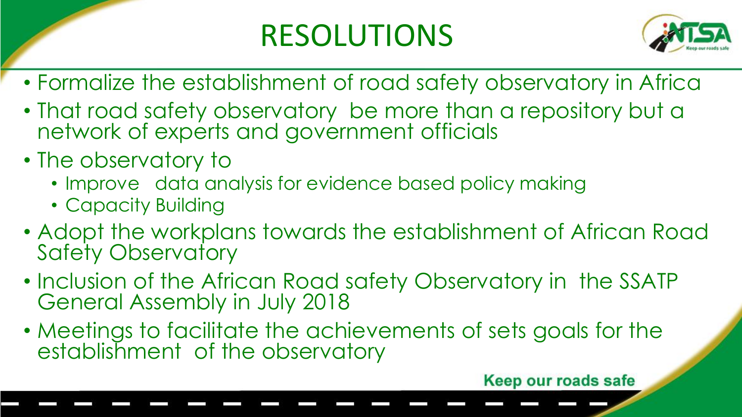# RESOLUTIONS

- Formalize the establishment of road safety observatory in Africa
- That road safety observatory be more than a repository but a network of experts and government officials
- The observatory to
  - Improve data analysis for evidence based policy making
  - Capacity Building
- Adopt the workplans towards the establishment of African Road Safety Observatory
- Inclusion of the African Road safety Observatory in the SSATP General Assembly in July 2018
- Meetings to facilitate the achievements of sets goals for the establishment of the observatory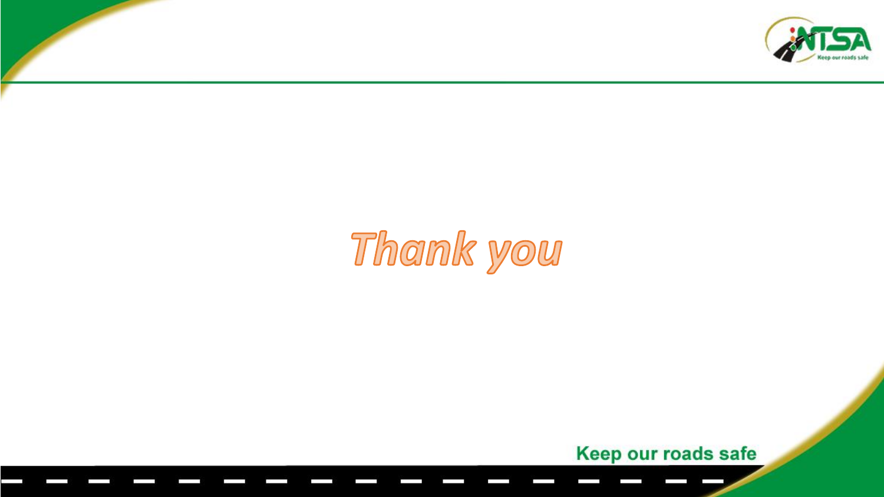# *Thank you*

Keep our roads safe